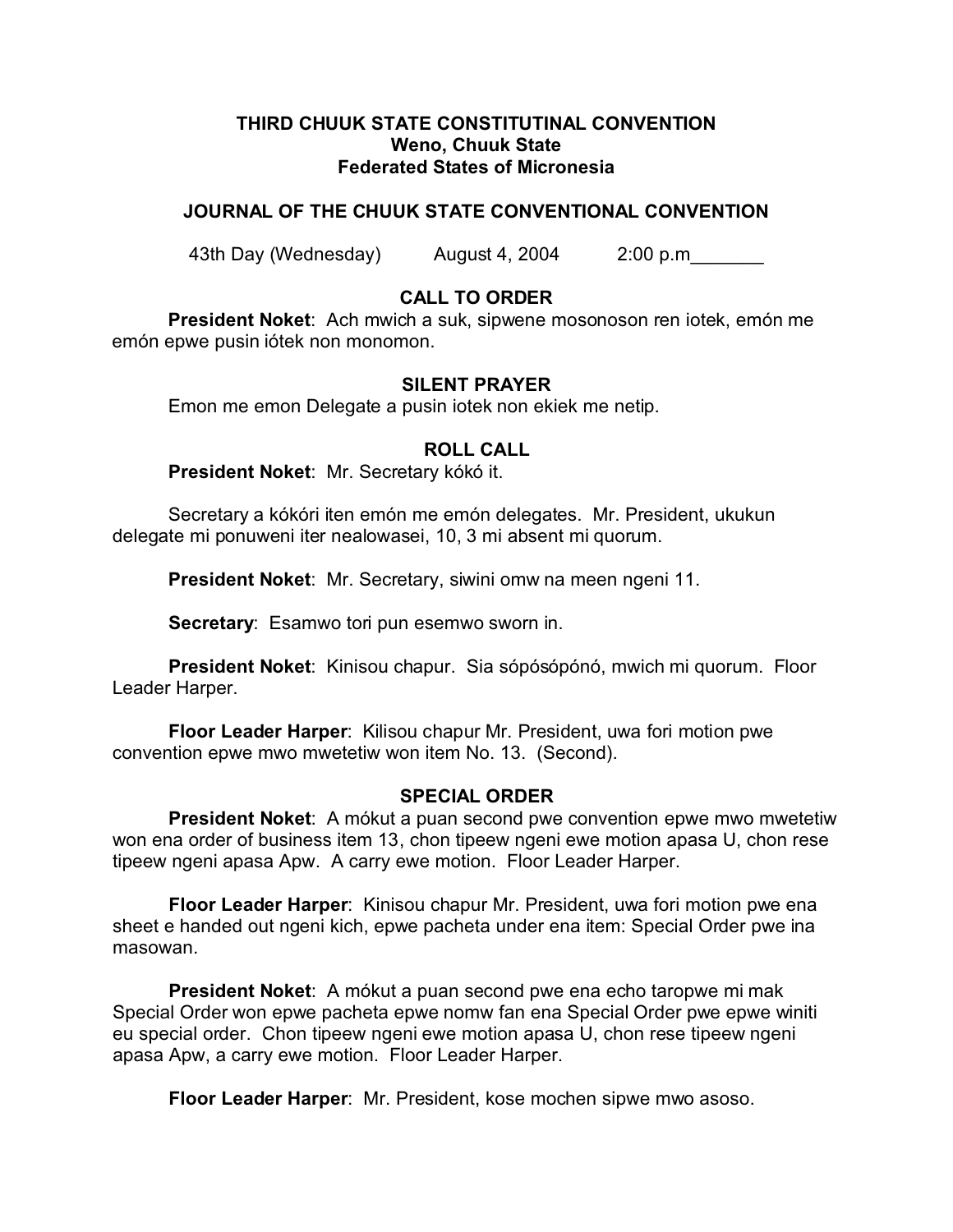**THIRD CHUUK STATE CONSTITUTINAL CONVENTION**
**Weno, Chuuk State**
**Federated States of Micronesia**

**JOURNAL OF THE CHUUK STATE CONVENTIONAL CONVENTION**

43th Day (Wednesday) August 4, 2004 2:00 p.m_______

## CALL TO ORDER

**President Noket**: Ach mwich a suk, sipwene mosonoson ren iotek, emón me emón epwe pusin iótek non monomon.

## SILENT PRAYER

Emon me emon Delegate a pusin iotek non ekiek me netip.

## ROLL CALL

**President Noket**: Mr. Secretary kókó it.

Secretary a kókóri iten emón me emón delegates. Mr. President, ukukun delegate mi ponuweni iter nealowasei, 10, 3 mi absent mi quorum.

**President Noket**: Mr. Secretary, siwini omw na meen ngeni 11.

**Secretary**: Esamwo tori pun esemwo sworn in.

**President Noket**: Kinisou chapur. Sia sópósópónó, mwich mi quorum. Floor Leader Harper.

**Floor Leader Harper**: Kilisou chapur Mr. President, uwa fori motion pwe convention epwe mwo mwetetiw won item No. 13. (Second).

## SPECIAL ORDER

**President Noket**: A mókut a puan second pwe convention epwe mwo mwetetiw won ena order of business item 13, chon tipeew ngeni ewe motion apasa U, chon rese tipeew ngeni apasa Apw. A carry ewe motion. Floor Leader Harper.

**Floor Leader Harper**: Kinisou chapur Mr. President, uwa fori motion pwe ena sheet e handed out ngeni kich, epwe pacheta under ena item: Special Order pwe ina masowan.

**President Noket**: A mókut a puan second pwe ena echo taropwe mi mak Special Order won epwe pacheta epwe nomw fan ena Special Order pwe epwe winiti eu special order. Chon tipeew ngeni ewe motion apasa U, chon rese tipeew ngeni apasa Apw, a carry ewe motion. Floor Leader Harper.

**Floor Leader Harper**: Mr. President, kose mochen sipwe mwo asoso.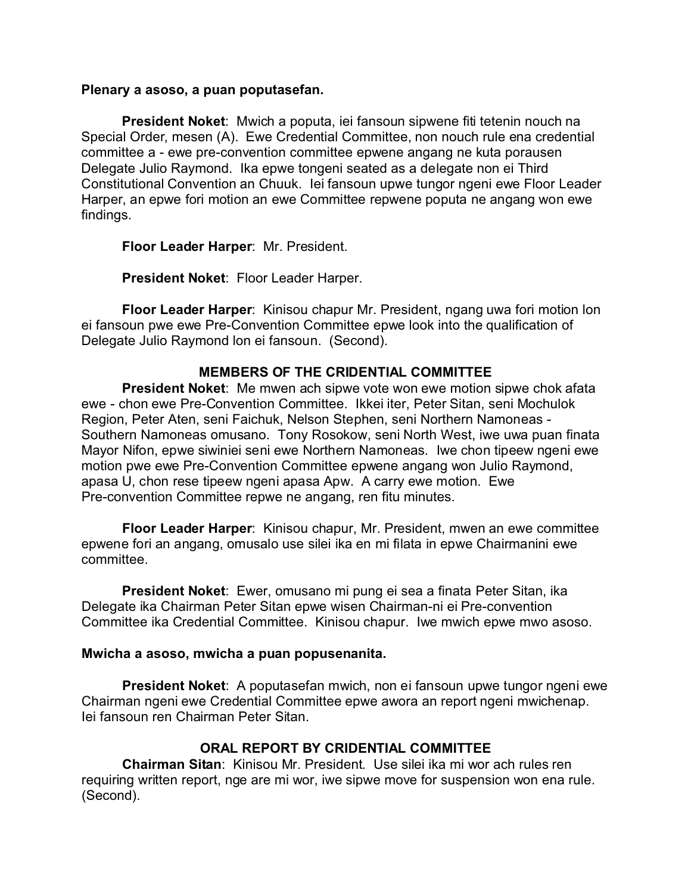**Plenary a asoso, a puan poputasefan.**

**President Noket**: Mwich a poputa, iei fansoun sipwene fiti tetenin nouch na Special Order, mesen (A). Ewe Credential Committee, non nouch rule ena credential committee a - ewe pre-convention committee epwene angang ne kuta porausen Delegate Julio Raymond. Ika epwe tongeni seated as a delegate non ei Third Constitutional Convention an Chuuk. Iei fansoun upwe tungor ngeni ewe Floor Leader Harper, an epwe fori motion an ewe Committee repwene poputa ne angang won ewe findings.

**Floor Leader Harper**: Mr. President.

**President Noket**: Floor Leader Harper.

**Floor Leader Harper**: Kinisou chapur Mr. President, ngang uwa fori motion lon ei fansoun pwe ewe Pre-Convention Committee epwe look into the qualification of Delegate Julio Raymond lon ei fansoun. (Second).

## MEMBERS OF THE CRIDENTIAL COMMITTEE

**President Noket**: Me mwen ach sipwe vote won ewe motion sipwe chok afata ewe - chon ewe Pre-Convention Committee. Ikkei iter, Peter Sitan, seni Mochulok Region, Peter Aten, seni Faichuk, Nelson Stephen, seni Northern Namoneas - Southern Namoneas omusano. Tony Rosokow, seni North West, iwe uwa puan finata Mayor Nifon, epwe siwiniei seni ewe Northern Namoneas. Iwe chon tipeew ngeni ewe motion pwe ewe Pre-Convention Committee epwene angang won Julio Raymond, apasa U, chon rese tipeew ngeni apasa Apw. A carry ewe motion. Ewe Pre-convention Committee repwe ne angang, ren fitu minutes.

**Floor Leader Harper**: Kinisou chapur, Mr. President, mwen an ewe committee epwene fori an angang, omusalo use silei ika en mi filata in epwe Chairmanini ewe committee.

**President Noket**: Ewer, omusano mi pung ei sea a finata Peter Sitan, ika Delegate ika Chairman Peter Sitan epwe wisen Chairman-ni ei Pre-convention Committee ika Credential Committee. Kinisou chapur. Iwe mwich epwe mwo asoso.

**Mwicha a asoso, mwicha a puan popusenanita.**

**President Noket**: A poputasefan mwich, non ei fansoun upwe tungor ngeni ewe Chairman ngeni ewe Credential Committee epwe awora an report ngeni mwichenap. Iei fansoun ren Chairman Peter Sitan.

## ORAL REPORT BY CRIDENTIAL COMMITTEE

**Chairman Sitan**: Kinisou Mr. President. Use silei ika mi wor ach rules ren requiring written report, nge are mi wor, iwe sipwe move for suspension won ena rule. (Second).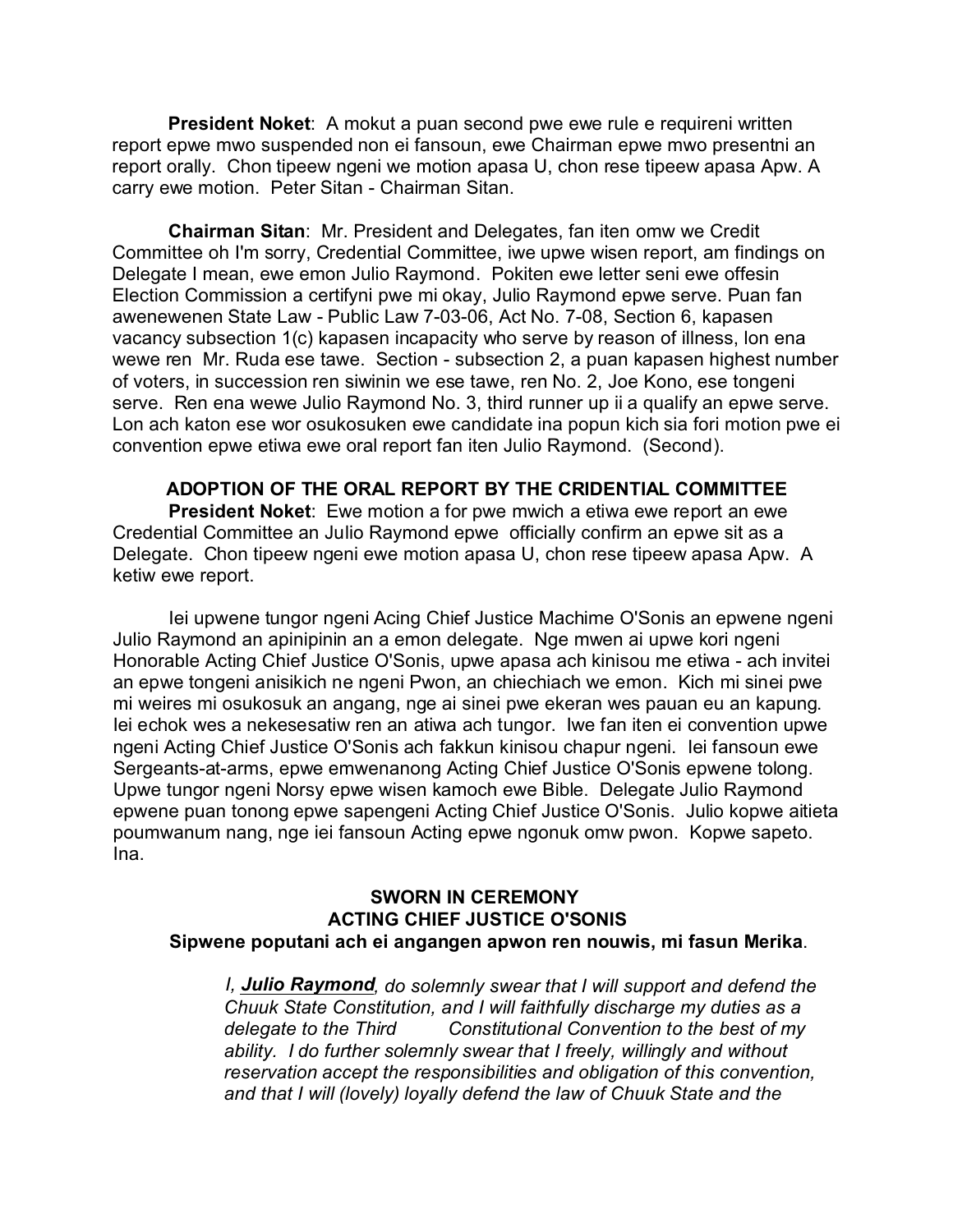**President Noket**: A mokut a puan second pwe ewe rule e requireni written report epwe mwo suspended non ei fansoun, ewe Chairman epwe mwo presentni an report orally. Chon tipeew ngeni we motion apasa U, chon rese tipeew apasa Apw. A carry ewe motion. Peter Sitan - Chairman Sitan.

**Chairman Sitan**: Mr. President and Delegates, fan iten omw we Credit Committee oh I'm sorry, Credential Committee, iwe upwe wisen report, am findings on Delegate I mean, ewe emon Julio Raymond. Pokiten ewe letter seni ewe offesin Election Commission a certifyni pwe mi okay, Julio Raymond epwe serve. Puan fan awenewenen State Law - Public Law 7-03-06, Act No. 7-08, Section 6, kapasen vacancy subsection 1(c) kapasen incapacity who serve by reason of illness, lon ena wewe ren Mr. Ruda ese tawe. Section - subsection 2, a puan kapasen highest number of voters, in succession ren siwinin we ese tawe, ren No. 2, Joe Kono, ese tongeni serve. Ren ena wewe Julio Raymond No. 3, third runner up ii a qualify an epwe serve. Lon ach katon ese wor osukosuken ewe candidate ina popun kich sia fori motion pwe ei convention epwe etiwa ewe oral report fan iten Julio Raymond. (Second).

**ADOPTION OF THE ORAL REPORT BY THE CRIDENTIAL COMMITTEE**

**President Noket**: Ewe motion a for pwe mwich a etiwa ewe report an ewe Credential Committee an Julio Raymond epwe officially confirm an epwe sit as a Delegate. Chon tipeew ngeni ewe motion apasa U, chon rese tipeew apasa Apw. A ketiw ewe report.

Iei upwene tungor ngeni Acing Chief Justice Machime O'Sonis an epwene ngeni Julio Raymond an apinipinin an a emon delegate. Nge mwen ai upwe kori ngeni Honorable Acting Chief Justice O'Sonis, upwe apasa ach kinisou me etiwa - ach invitei an epwe tongeni anisikich ne ngeni Pwon, an chiechiach we emon. Kich mi sinei pwe mi weires mi osukosuk an angang, nge ai sinei pwe ekeran wes pauan eu an kapung. Iei echok wes a nekesesatiw ren an atiwa ach tungor. Iwe fan iten ei convention upwe ngeni Acting Chief Justice O'Sonis ach fakkun kinisou chapur ngeni. Iei fansoun ewe Sergeants-at-arms, epwe emwenanong Acting Chief Justice O'Sonis epwene tolong. Upwe tungor ngeni Norsy epwe wisen kamoch ewe Bible. Delegate Julio Raymond epwene puan tonong epwe sapengeni Acting Chief Justice O'Sonis. Julio kopwe aitieta poumwanum nang, nge iei fansoun Acting epwe ngonuk omw pwon. Kopwe sapeto. Ina.

**SWORN IN CEREMONY**
**ACTING CHIEF JUSTICE O'SONIS**
**Sipwene poputani ach ei angangen apwon ren nouwis, mi fasun Merika**.

> *I, **Julio Raymond**, do solemnly swear that I will support and defend the Chuuk State Constitution, and I will faithfully discharge my duties as a delegate to the Third Constitutional Convention to the best of my ability. I do further solemnly swear that I freely, willingly and without reservation accept the responsibilities and obligation of this convention, and that I will (lovely) loyally defend the law of Chuuk State and the*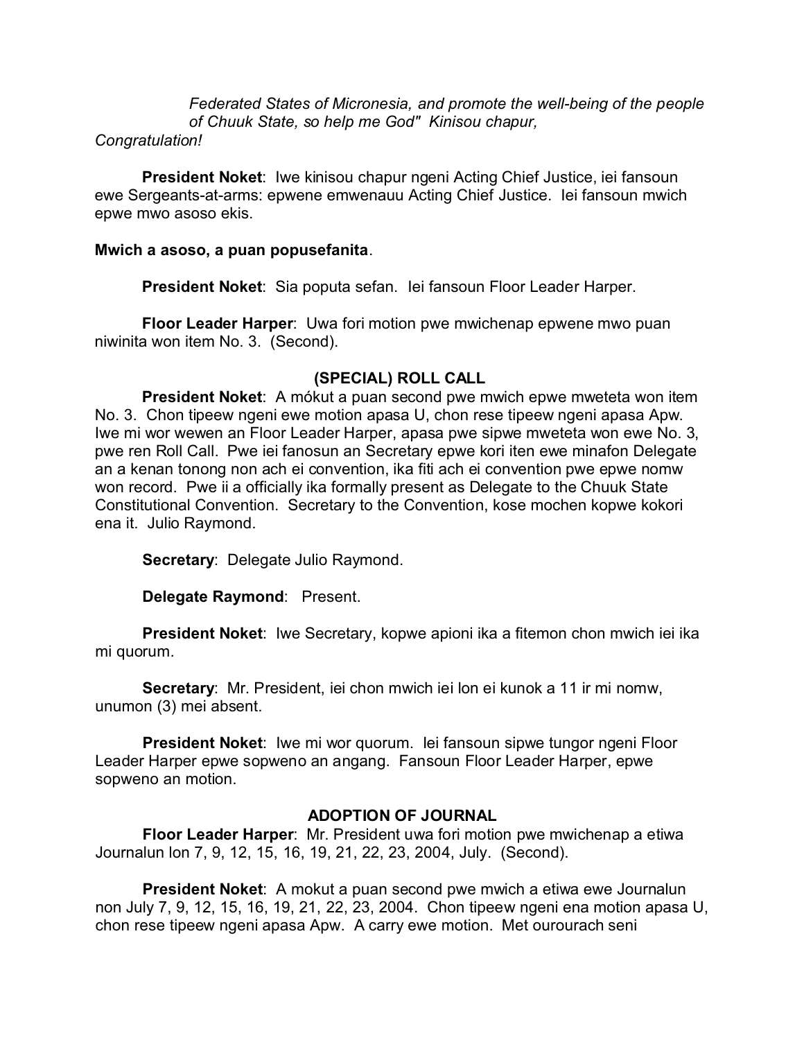*Federated States of Micronesia, and promote the well-being of the people of Chuuk State, so help me God" Kinisou chapur, Congratulation!*

**President Noket**: Iwe kinisou chapur ngeni Acting Chief Justice, iei fansoun ewe Sergeants-at-arms: epwene emwenauu Acting Chief Justice. Iei fansoun mwich epwe mwo asoso ekis.

**Mwich a asoso, a puan popusefanita**.

**President Noket**: Sia poputa sefan. Iei fansoun Floor Leader Harper.

**Floor Leader Harper**: Uwa fori motion pwe mwichenap epwene mwo puan niwinita won item No. 3. (Second).

### (SPECIAL) ROLL CALL

**President Noket**: A mókut a puan second pwe mwich epwe mweteta won item No. 3. Chon tipeew ngeni ewe motion apasa U, chon rese tipeew ngeni apasa Apw. Iwe mi wor wewen an Floor Leader Harper, apasa pwe sipwe mweteta won ewe No. 3, pwe ren Roll Call. Pwe iei fanosun an Secretary epwe kori iten ewe minafon Delegate an a kenan tonong non ach ei convention, ika fiti ach ei convention pwe epwe nomw won record. Pwe ii a officially ika formally present as Delegate to the Chuuk State Constitutional Convention. Secretary to the Convention, kose mochen kopwe kokori ena it. Julio Raymond.

**Secretary**: Delegate Julio Raymond.

**Delegate Raymond**: Present.

**President Noket**: Iwe Secretary, kopwe apioni ika a fitemon chon mwich iei ika mi quorum.

**Secretary**: Mr. President, iei chon mwich iei lon ei kunok a 11 ir mi nomw, unumon (3) mei absent.

**President Noket**: Iwe mi wor quorum. Iei fansoun sipwe tungor ngeni Floor Leader Harper epwe sopweno an angang. Fansoun Floor Leader Harper, epwe sopweno an motion.

### ADOPTION OF JOURNAL

**Floor Leader Harper**: Mr. President uwa fori motion pwe mwichenap a etiwa Journalun lon 7, 9, 12, 15, 16, 19, 21, 22, 23, 2004, July. (Second).

**President Noket**: A mokut a puan second pwe mwich a etiwa ewe Journalun non July 7, 9, 12, 15, 16, 19, 21, 22, 23, 2004. Chon tipeew ngeni ena motion apasa U, chon rese tipeew ngeni apasa Apw. A carry ewe motion. Met ourourach seni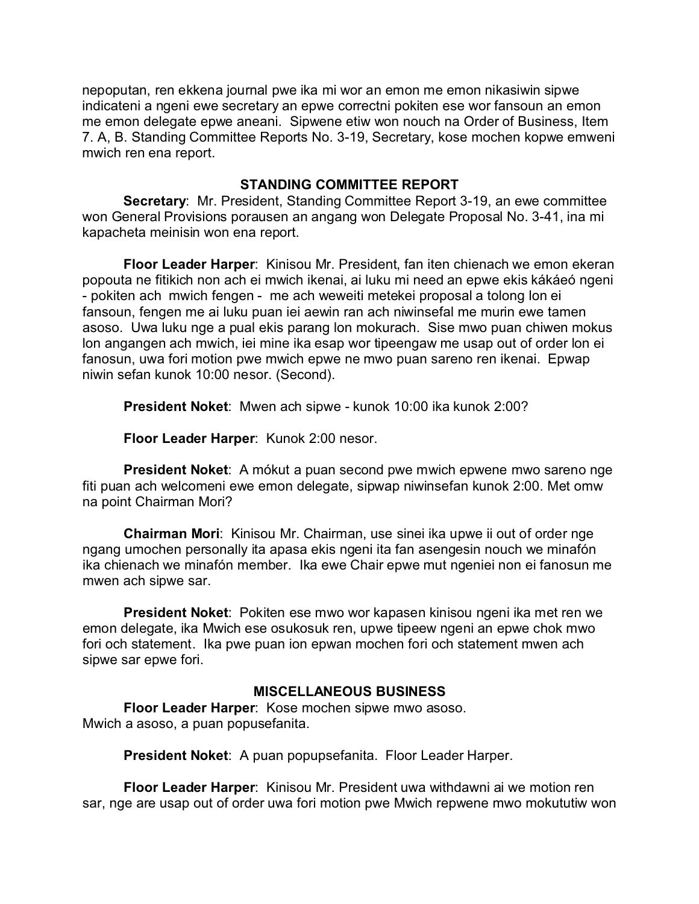nepoputan, ren ekkena journal pwe ika mi wor an emon me emon nikasiwin sipwe indicateni a ngeni ewe secretary an epwe correctni pokiten ese wor fansoun an emon me emon delegate epwe aneani. Sipwene etiw won nouch na Order of Business, Item 7. A, B. Standing Committee Reports No. 3-19, Secretary, kose mochen kopwe emweni mwich ren ena report.

## STANDING COMMITTEE REPORT

**Secretary**: Mr. President, Standing Committee Report 3-19, an ewe committee won General Provisions porausen an angang won Delegate Proposal No. 3-41, ina mi kapacheta meinisin won ena report.

**Floor Leader Harper**: Kinisou Mr. President, fan iten chienach we emon ekeran popouta ne fitikich non ach ei mwich ikenai, ai luku mi need an epwe ekis kákáeó ngeni - pokiten ach mwich fengen - me ach weweiti metekei proposal a tolong lon ei fansoun, fengen me ai luku puan iei aewin ran ach niwinsefal me murin ewe tamen asoso. Uwa luku nge a pual ekis parang lon mokurach. Sise mwo puan chiwen mokus lon angangen ach mwich, iei mine ika esap wor tipeengaw me usap out of order lon ei fanosun, uwa fori motion pwe mwich epwe ne mwo puan sareno ren ikenai. Epwap niwin sefan kunok 10:00 nesor. (Second).

**President Noket**: Mwen ach sipwe - kunok 10:00 ika kunok 2:00?

**Floor Leader Harper**: Kunok 2:00 nesor.

**President Noket**: A mókut a puan second pwe mwich epwene mwo sareno nge fiti puan ach welcomeni ewe emon delegate, sipwap niwinsefan kunok 2:00. Met omw na point Chairman Mori?

**Chairman Mori**: Kinisou Mr. Chairman, use sinei ika upwe ii out of order nge ngang umochen personally ita apasa ekis ngeni ita fan asengesin nouch we minafón ika chienach we minafón member. Ika ewe Chair epwe mut ngeniei non ei fanosun me mwen ach sipwe sar.

**President Noket**: Pokiten ese mwo wor kapasen kinisou ngeni ika met ren we emon delegate, ika Mwich ese osukosuk ren, upwe tipeew ngeni an epwe chok mwo fori och statement. Ika pwe puan ion epwan mochen fori och statement mwen ach sipwe sar epwe fori.

## MISCELLANEOUS BUSINESS

**Floor Leader Harper**: Kose mochen sipwe mwo asoso.
Mwich a asoso, a puan popusefanita.

**President Noket**: A puan popupsefanita. Floor Leader Harper.

**Floor Leader Harper**: Kinisou Mr. President uwa withdawni ai we motion ren sar, nge are usap out of order uwa fori motion pwe Mwich repwene mwo mokututiw won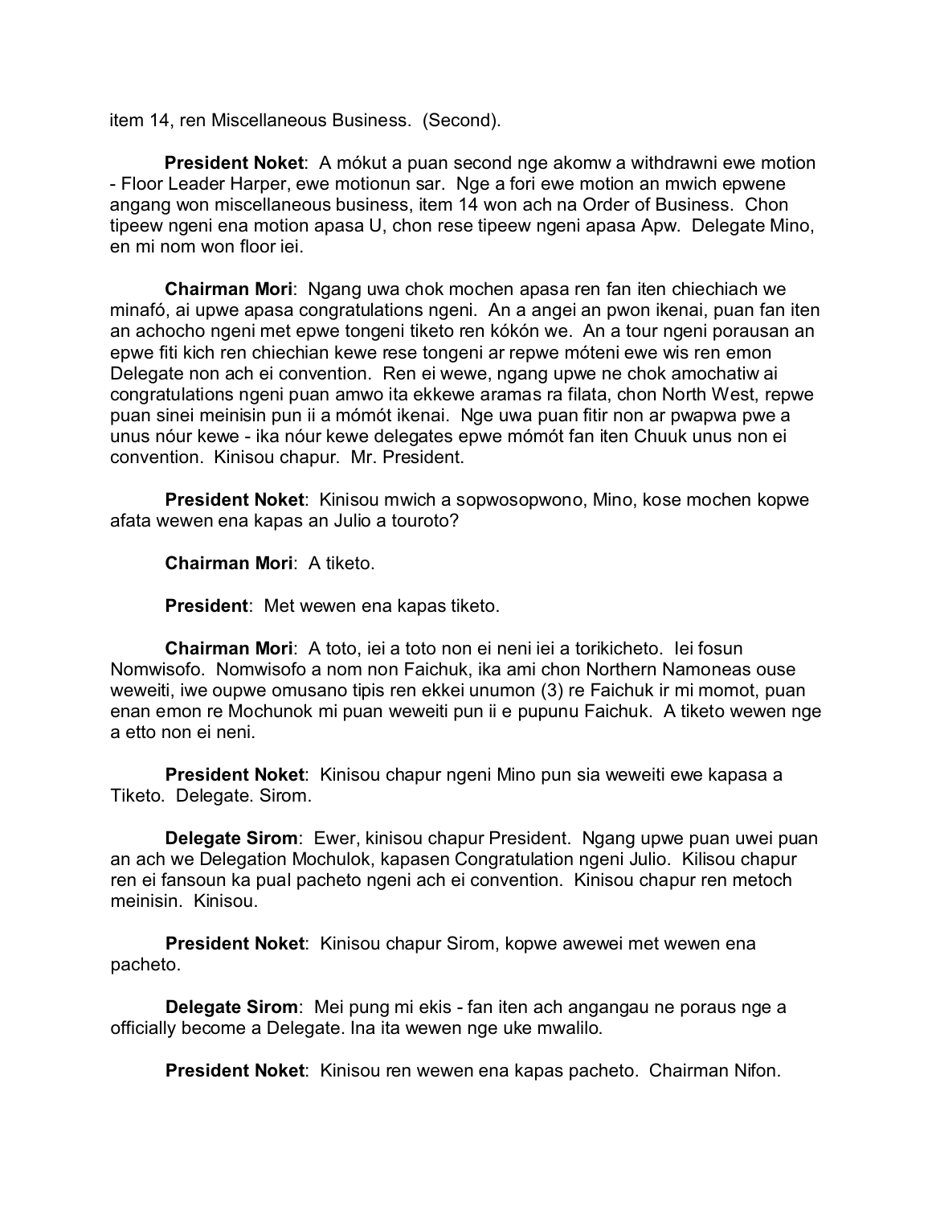item 14, ren Miscellaneous Business. (Second).

**President Noket**: A mókut a puan second nge akomw a withdrawni ewe motion - Floor Leader Harper, ewe motionun sar. Nge a fori ewe motion an mwich epwene angang won miscellaneous business, item 14 won ach na Order of Business. Chon tipeew ngeni ena motion apasa U, chon rese tipeew ngeni apasa Apw. Delegate Mino, en mi nom won floor iei.

**Chairman Mori**: Ngang uwa chok mochen apasa ren fan iten chiechiach we minafó, ai upwe apasa congratulations ngeni. An a angei an pwon ikenai, puan fan iten an achocho ngeni met epwe tongeni tiketo ren kókón we. An a tour ngeni porausan an epwe fiti kich ren chiechian kewe rese tongeni ar repwe móteni ewe wis ren emon Delegate non ach ei convention. Ren ei wewe, ngang upwe ne chok amochatiw ai congratulations ngeni puan amwo ita ekkewe aramas ra filata, chon North West, repwe puan sinei meinisin pun ii a mómót ikenai. Nge uwa puan fitir non ar pwapwa pwe a unus nóur kewe - ika nóur kewe delegates epwe mómót fan iten Chuuk unus non ei convention. Kinisou chapur. Mr. President.

**President Noket**: Kinisou mwich a sopwosopwono, Mino, kose mochen kopwe afata wewen ena kapas an Julio a touroto?

**Chairman Mori**: A tiketo.

**President**: Met wewen ena kapas tiketo.

**Chairman Mori**: A toto, iei a toto non ei neni iei a torikicheto. Iei fosun Nomwisofo. Nomwisofo a nom non Faichuk, ika ami chon Northern Namoneas ouse weweiti, iwe oupwe omusano tipis ren ekkei unumon (3) re Faichuk ir mi momot, puan enan emon re Mochunok mi puan weweiti pun ii e pupunu Faichuk. A tiketo wewen nge a etto non ei neni.

**President Noket**: Kinisou chapur ngeni Mino pun sia weweiti ewe kapasa a Tiketo. Delegate. Sirom.

**Delegate Sirom**: Ewer, kinisou chapur President. Ngang upwe puan uwei puan an ach we Delegation Mochulok, kapasen Congratulation ngeni Julio. Kilisou chapur ren ei fansoun ka pual pacheto ngeni ach ei convention. Kinisou chapur ren metoch meinisin. Kinisou.

**President Noket**: Kinisou chapur Sirom, kopwe awewei met wewen ena pacheto.

**Delegate Sirom**: Mei pung mi ekis - fan iten ach angangau ne poraus nge a officially become a Delegate. Ina ita wewen nge uke mwalilo.

**President Noket**: Kinisou ren wewen ena kapas pacheto. Chairman Nifon.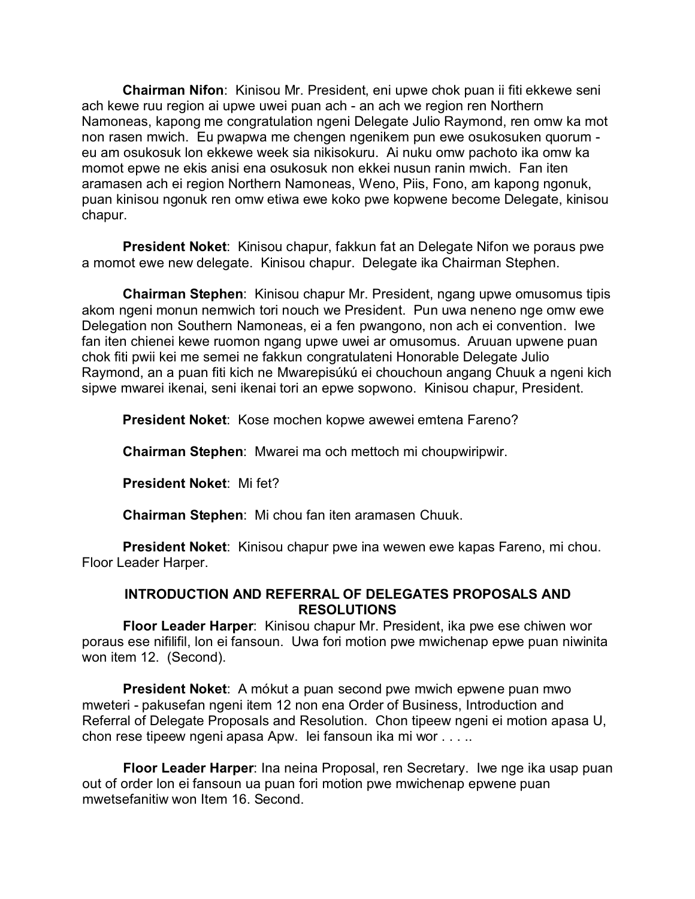**Chairman Nifon**: Kinisou Mr. President, eni upwe chok puan ii fiti ekkewe seni ach kewe ruu region ai upwe uwei puan ach - an ach we region ren Northern Namoneas, kapong me congratulation ngeni Delegate Julio Raymond, ren omw ka mot non rasen mwich. Eu pwapwa me chengen ngenikem pun ewe osukosuken quorum - eu am osukosuk lon ekkewe week sia nikisokuru. Ai nuku omw pachoto ika omw ka momot epwe ne ekis anisi ena osukosuk non ekkei nusun ranin mwich. Fan iten aramasen ach ei region Northern Namoneas, Weno, Piis, Fono, am kapong ngonuk, puan kinisou ngonuk ren omw etiwa ewe koko pwe kopwene become Delegate, kinisou chapur.

**President Noket**: Kinisou chapur, fakkun fat an Delegate Nifon we poraus pwe a momot ewe new delegate. Kinisou chapur. Delegate ika Chairman Stephen.

**Chairman Stephen**: Kinisou chapur Mr. President, ngang upwe omusomus tipis akom ngeni monun nemwich tori nouch we President. Pun uwa neneno nge omw ewe Delegation non Southern Namoneas, ei a fen pwangono, non ach ei convention. Iwe fan iten chienei kewe ruomon ngang upwe uwei ar omusomus. Aruuan upwene puan chok fiti pwii kei me semei ne fakkun congratulateni Honorable Delegate Julio Raymond, an a puan fiti kich ne Mwarepisúkú ei chouchoun angang Chuuk a ngeni kich sipwe mwarei ikenai, seni ikenai tori an epwe sopwono. Kinisou chapur, President.

**President Noket**: Kose mochen kopwe awewei emtena Fareno?

**Chairman Stephen**: Mwarei ma och mettoch mi choupwiripwir.

**President Noket**: Mi fet?

**Chairman Stephen**: Mi chou fan iten aramasen Chuuk.

**President Noket**: Kinisou chapur pwe ina wewen ewe kapas Fareno, mi chou. Floor Leader Harper.

## INTRODUCTION AND REFERRAL OF DELEGATES PROPOSALS AND RESOLUTIONS

**Floor Leader Harper**: Kinisou chapur Mr. President, ika pwe ese chiwen wor poraus ese nifilifil, lon ei fansoun. Uwa fori motion pwe mwichenap epwe puan niwinita won item 12. (Second).

**President Noket**: A mókut a puan second pwe mwich epwene puan mwo mweteri - pakusefan ngeni item 12 non ena Order of Business, Introduction and Referral of Delegate Proposals and Resolution. Chon tipeew ngeni ei motion apasa U, chon rese tipeew ngeni apasa Apw. Iei fansoun ika mi wor . . . ..

**Floor Leader Harper**: Ina neina Proposal, ren Secretary. Iwe nge ika usap puan out of order lon ei fansoun ua puan fori motion pwe mwichenap epwene puan mwetsefanitiw won Item 16. Second.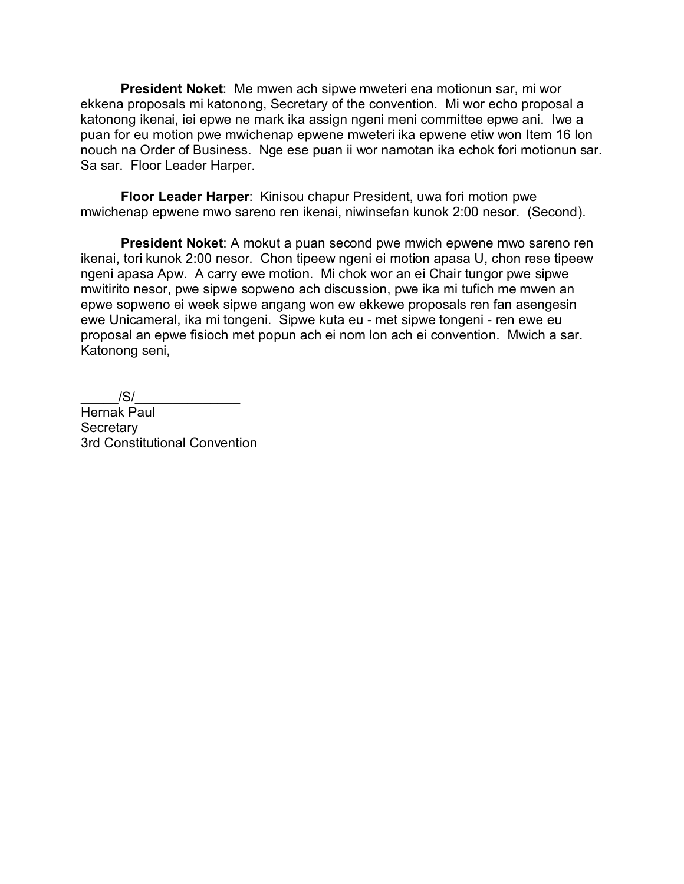**President Noket**: Me mwen ach sipwe mweteri ena motionun sar, mi wor ekkena proposals mi katonong, Secretary of the convention. Mi wor echo proposal a katonong ikenai, iei epwe ne mark ika assign ngeni meni committee epwe ani. Iwe a puan for eu motion pwe mwichenap epwene mweteri ika epwene etiw won Item 16 lon nouch na Order of Business. Nge ese puan ii wor namotan ika echok fori motionun sar. Sa sar. Floor Leader Harper.

**Floor Leader Harper**: Kinisou chapur President, uwa fori motion pwe mwichenap epwene mwo sareno ren ikenai, niwinsefan kunok 2:00 nesor. (Second).

**President Noket**: A mokut a puan second pwe mwich epwene mwo sareno ren ikenai, tori kunok 2:00 nesor. Chon tipeew ngeni ei motion apasa U, chon rese tipeew ngeni apasa Apw. A carry ewe motion. Mi chok wor an ei Chair tungor pwe sipwe mwitirito nesor, pwe sipwe sopweno ach discussion, pwe ika mi tufich me mwen an epwe sopweno ei week sipwe angang won ew ekkewe proposals ren fan asengesin ewe Unicameral, ika mi tongeni. Sipwe kuta eu - met sipwe tongeni - ren ewe eu proposal an epwe fisioch met popun ach ei nom lon ach ei convention. Mwich a sar. Katonong seni,

_____/S/______________
Hernak Paul
Secretary
3rd Constitutional Convention